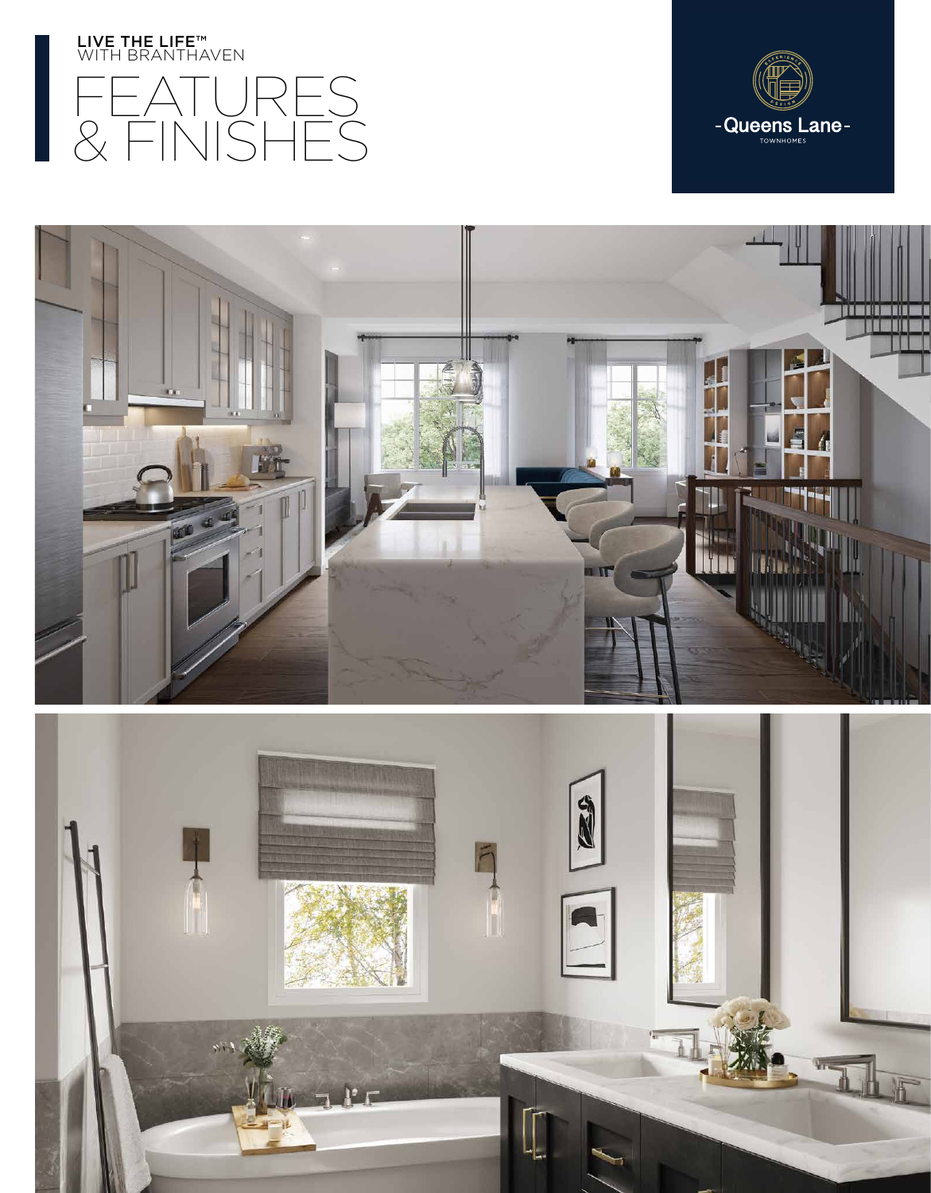LIVE THE LIFE™
WITH BRANTHAVEN

# FEATURES & FINISHES

-Queens Lane-
TOWNHOMES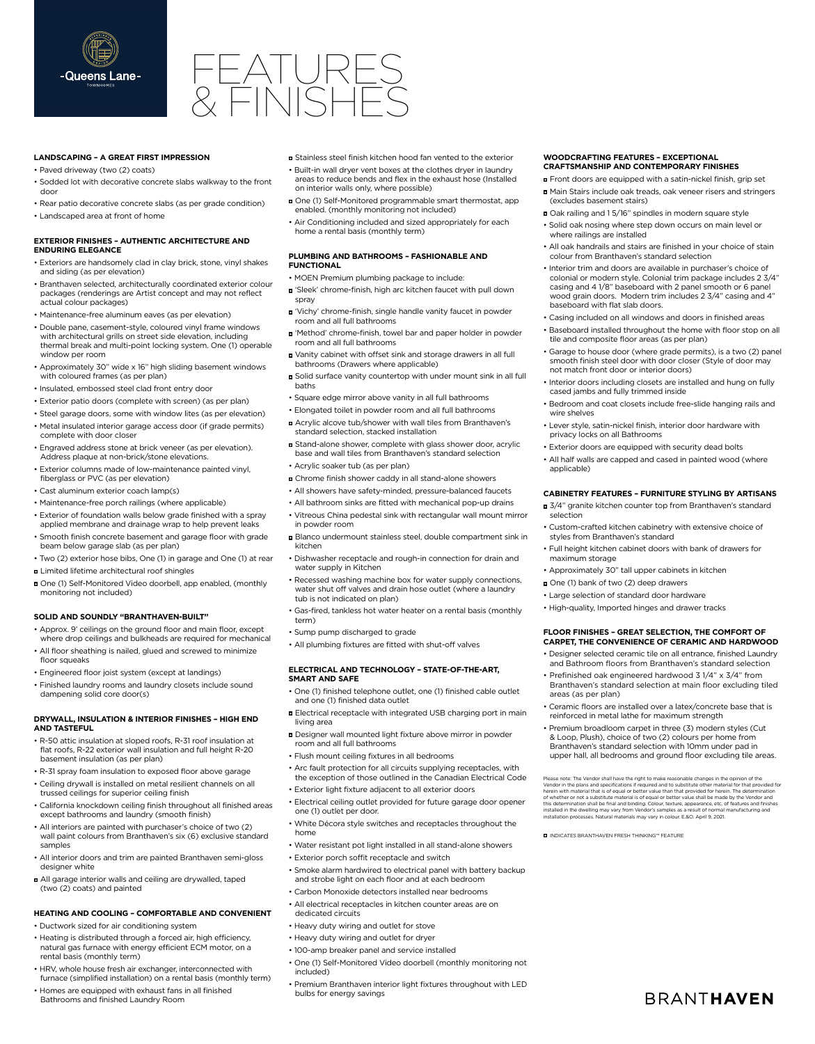-Queens Lane-

TOWNHOMES

# FEATURES & FINISHES

### LANDSCAPING – A GREAT FIRST IMPRESSION

- Paved driveway (two (2) coats)
- Sodded lot with decorative concrete slabs walkway to the front door
- Rear patio decorative concrete slabs (as per grade condition)
- Landscaped area at front of home

### EXTERIOR FINISHES – AUTHENTIC ARCHITECTURE AND ENDURING ELEGANCE

- Exteriors are handsomely clad in clay brick, stone, vinyl shakes and siding (as per elevation)
- Branthaven selected, architecturally coordinated exterior colour packages (renderings are Artist concept and may not reflect actual colour packages)
- Maintenance-free aluminum eaves (as per elevation)
- Double pane, casement-style, coloured vinyl frame windows with architectural grills on street side elevation, including thermal break and multi-point locking system. One (1) operable window per room
- Approximately 30" wide x 16" high sliding basement windows with coloured frames (as per plan)
- Insulated, embossed steel clad front entry door
- Exterior patio doors (complete with screen) (as per plan)
- Steel garage doors, some with window lites (as per elevation)
- Metal insulated interior garage access door (if grade permits) complete with door closer
- Engraved address stone at brick veneer (as per elevation). Address plaque at non-brick/stone elevations.
- Exterior columns made of low-maintenance painted vinyl, fiberglass or PVC (as per elevation)
- Cast aluminum exterior coach lamp(s)
- Maintenance-free porch railings (where applicable)
- Exterior of foundation walls below grade finished with a spray applied membrane and drainage wrap to help prevent leaks
- Smooth finish concrete basement and garage floor with grade beam below garage slab (as per plan)
- Two (2) exterior hose bibs, One (1) in garage and One (1) at rear
- ◘ Limited lifetime architectural roof shingles
- ◘ One (1) Self-Monitored Video doorbell, app enabled, (monthly monitoring not included)

### SOLID AND SOUNDLY "BRANTHAVEN-BUILT"

- Approx. 9' ceilings on the ground floor and main floor, except where drop ceilings and bulkheads are required for mechanical
- All floor sheathing is nailed, glued and screwed to minimize floor squeaks
- Engineered floor joist system (except at landings)
- Finished laundry rooms and laundry closets include sound dampening solid core door(s)

### DRYWALL, INSULATION & INTERIOR FINISHES – HIGH END AND TASTEFUL

- R-50 attic insulation at sloped roofs, R-31 roof insulation at flat roofs, R-22 exterior wall insulation and full height R-20 basement insulation (as per plan)
- R-31 spray foam insulation to exposed floor above garage
- Ceiling drywall is installed on metal resilient channels on all trussed ceilings for superior ceiling finish
- California knockdown ceiling finish throughout all finished areas except bathrooms and laundry (smooth finish)
- All interiors are painted with purchaser's choice of two (2) wall paint colours from Branthaven's six (6) exclusive standard samples
- All interior doors and trim are painted Branthaven semi-gloss designer white
- ◘ All garage interior walls and ceiling are drywalled, taped (two (2) coats) and painted

### HEATING AND COOLING – COMFORTABLE AND CONVENIENT

- Ductwork sized for air conditioning system
- Heating is distributed through a forced air, high efficiency, natural gas furnace with energy efficient ECM motor, on a rental basis (monthly term)
- HRV, whole house fresh air exchanger, interconnected with furnace (simplified installation) on a rental basis (monthly term)
- Homes are equipped with exhaust fans in all finished Bathrooms and finished Laundry Room
- ◘ Stainless steel finish kitchen hood fan vented to the exterior
- Built-in wall dryer vent boxes at the clothes dryer in laundry areas to reduce bends and flex in the exhaust hose (Installed on interior walls only, where possible)
- ◘ One (1) Self-Monitored programmable smart thermostat, app enabled. (monthly monitoring not included)
- Air Conditioning included and sized appropriately for each home a rental basis (monthly term)

### PLUMBING AND BATHROOMS – FASHIONABLE AND FUNCTIONAL

- MOEN Premium plumbing package to include:
- ◘ 'Sleek' chrome-finish, high arc kitchen faucet with pull down spray
- ◘ 'Vichy' chrome-finish, single handle vanity faucet in powder room and all full bathrooms
- ◘ 'Method' chrome-finish, towel bar and paper holder in powder room and all full bathrooms
- ◘ Vanity cabinet with offset sink and storage drawers in all full bathrooms (Drawers where applicable)
- ◘ Solid surface vanity countertop with under mount sink in all full baths
- Square edge mirror above vanity in all full bathrooms
- Elongated toilet in powder room and all full bathrooms
- ◘ Acrylic alcove tub/shower with wall tiles from Branthaven's standard selection, stacked installation
- ◘ Stand-alone shower, complete with glass shower door, acrylic base and wall tiles from Branthaven's standard selection
- Acrylic soaker tub (as per plan)
- ◘ Chrome finish shower caddy in all stand-alone showers
- All showers have safety-minded, pressure-balanced faucets
- All bathroom sinks are fitted with mechanical pop-up drains
- Vitreous China pedestal sink with rectangular wall mount mirror in powder room
- ◘ Blanco undermount stainless steel, double compartment sink in kitchen
- Dishwasher receptacle and rough-in connection for drain and water supply in Kitchen
- Recessed washing machine box for water supply connections, water shut off valves and drain hose outlet (where a laundry tub is not indicated on plan)
- Gas-fired, tankless hot water heater on a rental basis (monthly term)
- Sump pump discharged to grade
- All plumbing fixtures are fitted with shut-off valves

### ELECTRICAL AND TECHNOLOGY – STATE-OF-THE-ART, SMART AND SAFE

- One (1) finished telephone outlet, one (1) finished cable outlet and one (1) finished data outlet
- ◘ Electrical receptacle with integrated USB charging port in main living area
- ◘ Designer wall mounted light fixture above mirror in powder room and all full bathrooms
- Flush mount ceiling fixtures in all bedrooms
- Arc fault protection for all circuits supplying receptacles, with the exception of those outlined in the Canadian Electrical Code
- Exterior light fixture adjacent to all exterior doors
- Electrical ceiling outlet provided for future garage door opener one (1) outlet per door.
- White Décora style switches and receptacles throughout the home
- Water resistant pot light installed in all stand-alone showers
- Exterior porch soffit receptacle and switch
- Smoke alarm hardwired to electrical panel with battery backup and strobe light on each floor and at each bedroom
- Carbon Monoxide detectors installed near bedrooms
- All electrical receptacles in kitchen counter areas are on dedicated circuits
- Heavy duty wiring and outlet for stove
- Heavy duty wiring and outlet for dryer
- 100-amp breaker panel and service installed
- One (1) Self-Monitored Video doorbell (monthly monitoring not included)
- Premium Branthaven interior light fixtures throughout with LED bulbs for energy savings

### WOODCRAFTING FEATURES – EXCEPTIONAL CRAFTSMANSHIP AND CONTEMPORARY FINISHES

- ◘ Front doors are equipped with a satin-nickel finish, grip set
- ◘ Main Stairs include oak treads, oak veneer risers and stringers (excludes basement stairs)
- ◘ Oak railing and 1 5/16" spindles in modern square style
- Solid oak nosing where step down occurs on main level or where railings are installed
- All oak handrails and stairs are finished in your choice of stain colour from Branthaven's standard selection
- Interior trim and doors are available in purchaser's choice of colonial or modern style. Colonial trim package includes 2 3/4" casing and 4 1/8" baseboard with 2 panel smooth or 6 panel wood grain doors. Modern trim includes 2 3/4" casing and 4" baseboard with flat slab doors.
- Casing included on all windows and doors in finished areas
- Baseboard installed throughout the home with floor stop on all tile and composite floor areas (as per plan)
- Garage to house door (where grade permits), is a two (2) panel smooth finish steel door with door closer (Style of door may not match front door or interior doors)
- Interior doors including closets are installed and hung on fully cased jambs and fully trimmed inside
- Bedroom and coat closets include free-slide hanging rails and wire shelves
- Lever style, satin-nickel finish, interior door hardware with privacy locks on all Bathrooms
- Exterior doors are equipped with security dead bolts
- All half walls are capped and cased in painted wood (where applicable)

### CABINETRY FEATURES – FURNITURE STYLING BY ARTISANS

- ◘ 3/4" granite kitchen counter top from Branthaven's standard selection
- Custom-crafted kitchen cabinetry with extensive choice of styles from Branthaven's standard
- Full height kitchen cabinet doors with bank of drawers for maximum storage
- Approximately 30" tall upper cabinets in kitchen
- ◘ One (1) bank of two (2) deep drawers
- Large selection of standard door hardware
- High-quality, Imported hinges and drawer tracks

### FLOOR FINISHES – GREAT SELECTION, THE COMFORT OF CARPET, THE CONVENIENCE OF CERAMIC AND HARDWOOD

- Designer selected ceramic tile on all entrance, finished Laundry and Bathroom floors from Branthaven's standard selection
- Prefinished oak engineered hardwood 3 1/4" x 3/4" from Branthaven's standard selection at main floor excluding tiled areas (as per plan)
- Ceramic floors are installed over a latex/concrete base that is reinforced in metal lathe for maximum strength
- Premium broadloom carpet in three (3) modern styles (Cut & Loop, Plush), choice of two (2) colours per home from Branthaven's standard selection with 10mm under pad in upper hall, all bedrooms and ground floor excluding tile areas.

Please note: The Vendor shall have the right to make reasonable changes in the opinion of the Vendor in the plans and specifications if required and to substitute other material for that provided for herein with material that is of equal or better value than that provided for herein. The determination of whether or not a substitute material is of equal or better value shall be made by the Vendor and this determination shall be final and binding. Colour, texture, appearance, etc. of features and finishes installed in the dwelling may vary from Vendor's samples as a result of normal manufacturing and installation processes. Natural materials may vary in colour. E.&O. April 9, 2021.

◘ INDICATES BRANTHAVEN FRESH THINKING™ FEATURE

BRANTHAVEN